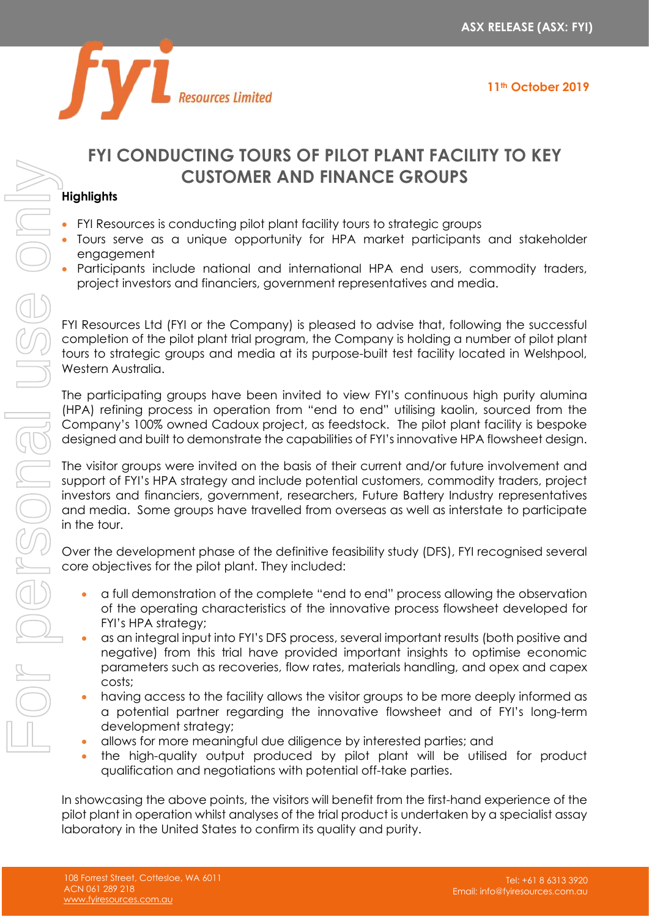ASX RELEASE (ASX: FYI)

11th October 2019

# FYI CONDUCTING TOURS OF PILOT PLANT FACILITY TO KEY CUSTOMER AND FINANCE GROUPS

**Highlights**

- FYI Resources is conducting pilot plant facility tours to strategic groups
- Tours serve as a unique opportunity for HPA market participants and stakeholder engagement
- Participants include national and international HPA end users, commodity traders, project investors and financiers, government representatives and media.

FYI Resources Ltd (FYI or the Company) is pleased to advise that, following the successful completion of the pilot plant trial program, the Company is holding a number of pilot plant tours to strategic groups and media at its purpose-built test facility located in Welshpool, Western Australia.

The participating groups have been invited to view FYI's continuous high purity alumina (HPA) refining process in operation from "end to end" utilising kaolin, sourced from the Company's 100% owned Cadoux project, as feedstock. The pilot plant facility is bespoke designed and built to demonstrate the capabilities of FYI's innovative HPA flowsheet design.

The visitor groups were invited on the basis of their current and/or future involvement and support of FYI's HPA strategy and include potential customers, commodity traders, project investors and financiers, government, researchers, Future Battery Industry representatives and media. Some groups have travelled from overseas as well as interstate to participate in the tour.

Over the development phase of the definitive feasibility study (DFS), FYI recognised several core objectives for the pilot plant. They included:

- a full demonstration of the complete "end to end" process allowing the observation of the operating characteristics of the innovative process flowsheet developed for FYI's HPA strategy;
- as an integral input into FYI's DFS process, several important results (both positive and negative) from this trial have provided important insights to optimise economic parameters such as recoveries, flow rates, materials handling, and opex and capex costs;
- having access to the facility allows the visitor groups to be more deeply informed as a potential partner regarding the innovative flowsheet and of FYI's long-term development strategy;
- allows for more meaningful due diligence by interested parties; and
- the high-quality output produced by pilot plant will be utilised for product qualification and negotiations with potential off-take parties.

In showcasing the above points, the visitors will benefit from the first-hand experience of the pilot plant in operation whilst analyses of the trial product is undertaken by a specialist assay laboratory in the United States to confirm its quality and purity.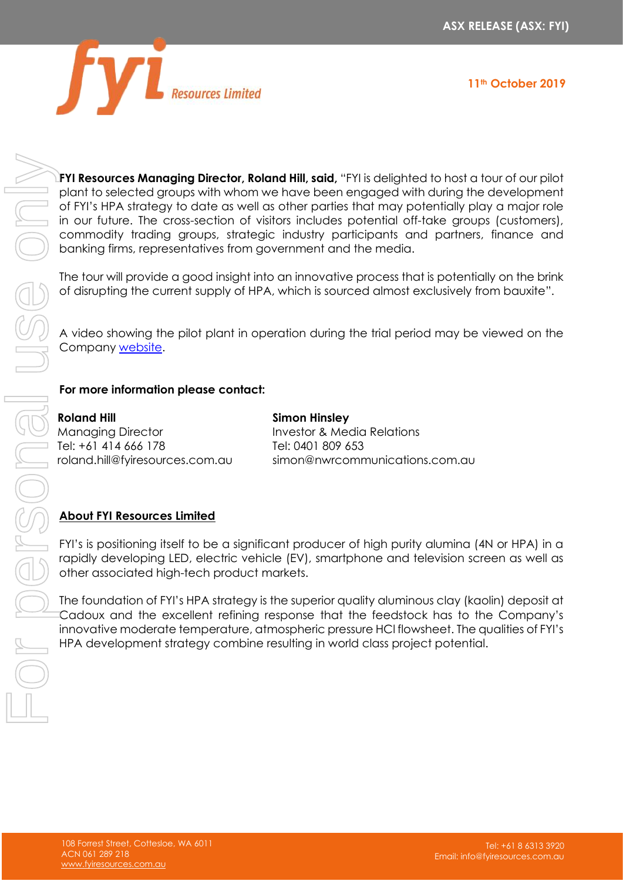**FYI Resources Managing Director, Roland Hill, said,** "FYI is delighted to host a tour of our pilot plant to selected groups with whom we have been engaged with during the development of FYI's HPA strategy to date as well as other parties that may potentially play a major role in our future. The cross-section of visitors includes potential off-take groups (customers), commodity trading groups, strategic industry participants and partners, finance and banking firms, representatives from government and the media.

The tour will provide a good insight into an innovative process that is potentially on the brink of disrupting the current supply of HPA, which is sourced almost exclusively from bauxite".

A video showing the pilot plant in operation during the trial period may be viewed on the Company website.

**For more information please contact:**

**Roland Hill**
Managing Director
Tel: +61 414 666 178
roland.hill@fyiresources.com.au

**Simon Hinsley**
Investor & Media Relations
Tel: 0401 809 653
simon@nwrcommunications.com.au

## About FYI Resources Limited

FYI's is positioning itself to be a significant producer of high purity alumina (4N or HPA) in a rapidly developing LED, electric vehicle (EV), smartphone and television screen as well as other associated high-tech product markets.

The foundation of FYI's HPA strategy is the superior quality aluminous clay (kaolin) deposit at Cadoux and the excellent refining response that the feedstock has to the Company's innovative moderate temperature, atmospheric pressure HCl flowsheet. The qualities of FYI's HPA development strategy combine resulting in world class project potential.